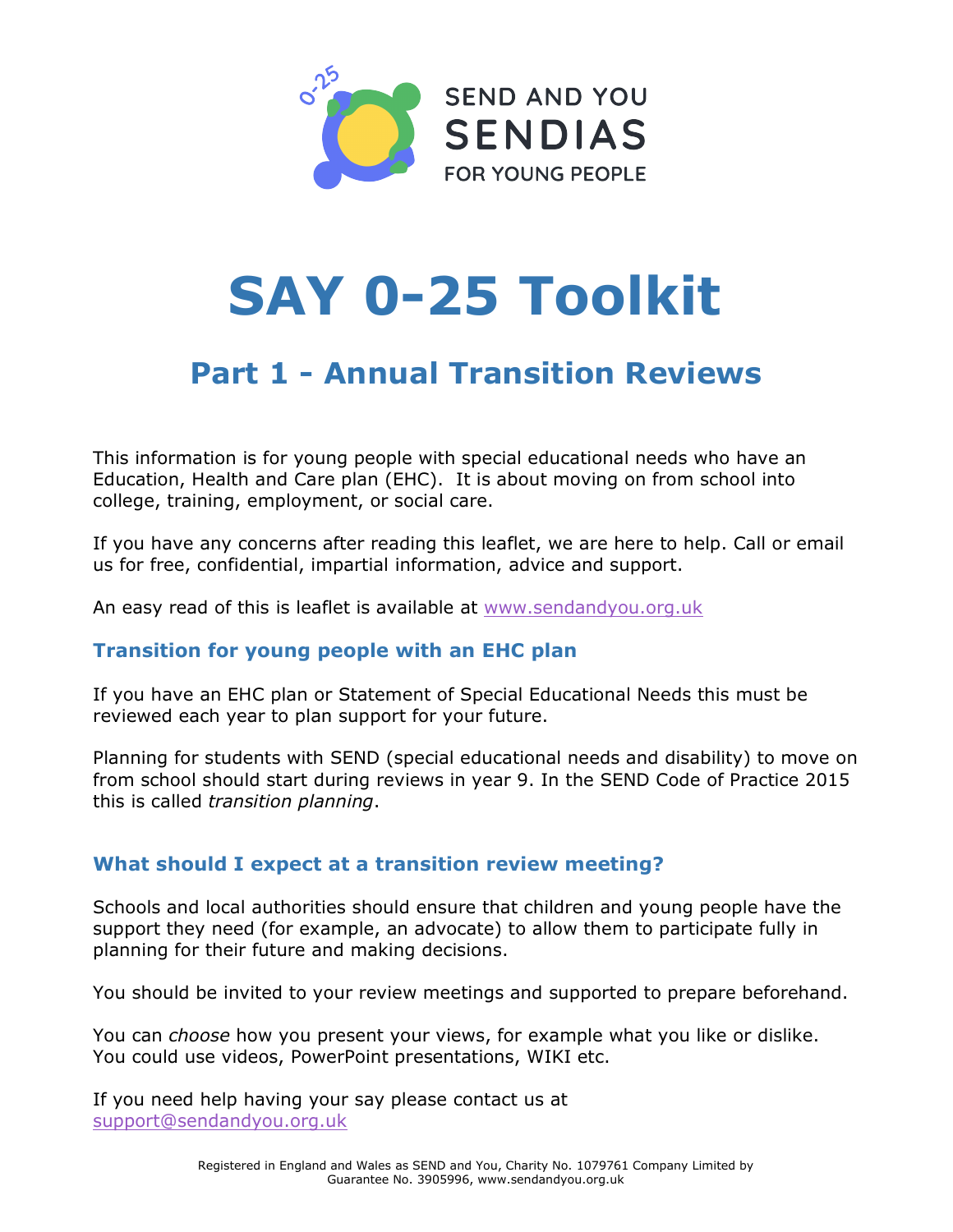SEND AND YOU
SENDIAS
FOR YOUNG PEOPLE

# SAY 0-25 Toolkit

## Part 1 - Annual Transition Reviews

This information is for young people with special educational needs who have an Education, Health and Care plan (EHC). It is about moving on from school into college, training, employment, or social care.

If you have any concerns after reading this leaflet, we are here to help. Call or email us for free, confidential, impartial information, advice and support.

An easy read of this is leaflet is available at [www.sendandyou.org.uk](http://www.sendandyou.org.uk)

### Transition for young people with an EHC plan

If you have an EHC plan or Statement of Special Educational Needs this must be reviewed each year to plan support for your future.

Planning for students with SEND (special educational needs and disability) to move on from school should start during reviews in year 9. In the SEND Code of Practice 2015 this is called *transition planning*.

### What should I expect at a transition review meeting?

Schools and local authorities should ensure that children and young people have the support they need (for example, an advocate) to allow them to participate fully in planning for their future and making decisions.

You should be invited to your review meetings and supported to prepare beforehand.

You can *choose* how you present your views, for example what you like or dislike. You could use videos, PowerPoint presentations, WIKI etc.

If you need help having your say please contact us at [support@sendandyou.org.uk](mailto:support@sendandyou.org.uk)

Registered in England and Wales as SEND and You, Charity No. 1079761 Company Limited by Guarantee No. 3905996, www.sendandyou.org.uk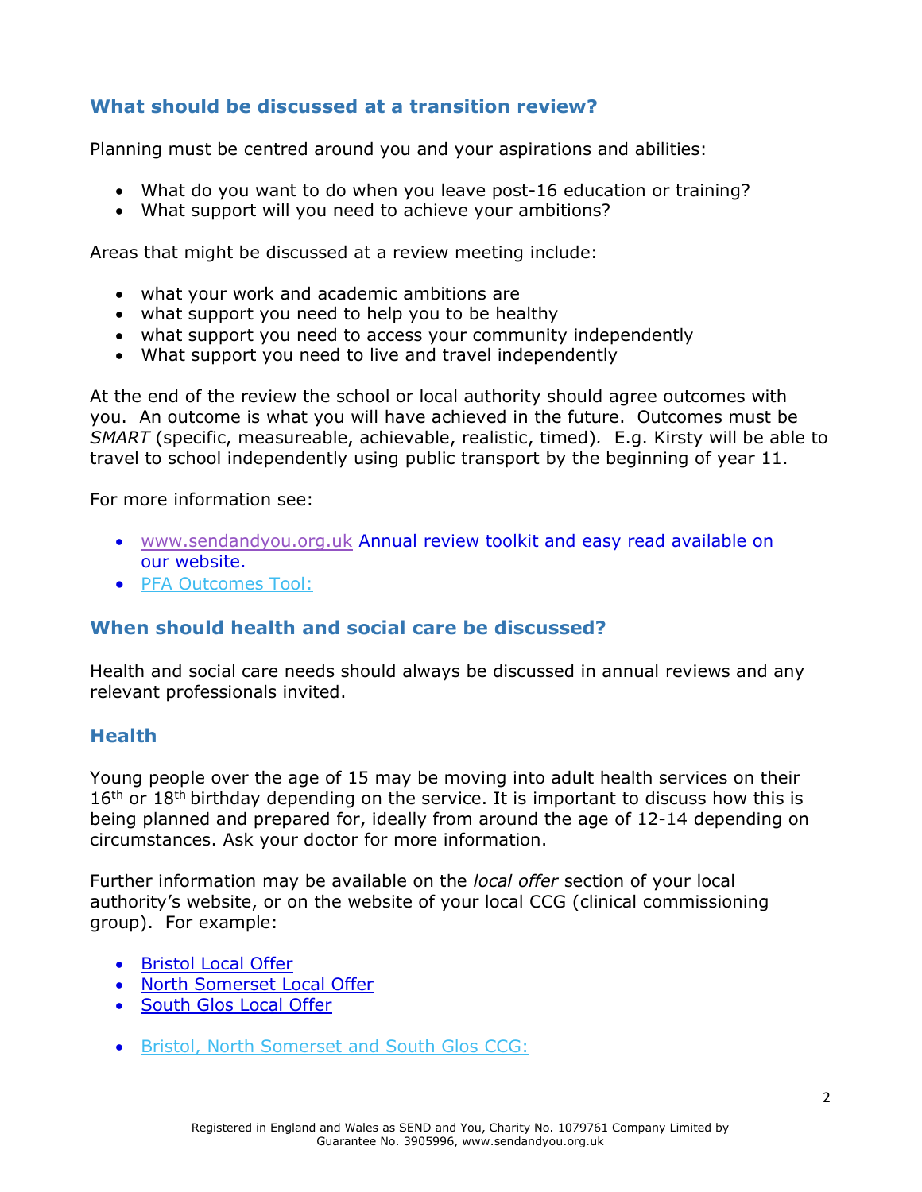## What should be discussed at a transition review?

Planning must be centred around you and your aspirations and abilities:

- What do you want to do when you leave post-16 education or training?
- What support will you need to achieve your ambitions?

Areas that might be discussed at a review meeting include:

- what your work and academic ambitions are
- what support you need to help you to be healthy
- what support you need to access your community independently
- What support you need to live and travel independently

At the end of the review the school or local authority should agree outcomes with you. An outcome is what you will have achieved in the future. Outcomes must be *SMART* (specific, measureable, achievable, realistic, timed). E.g. Kirsty will be able to travel to school independently using public transport by the beginning of year 11.

For more information see:

- www.sendandyou.org.uk Annual review toolkit and easy read available on our website.
- PFA Outcomes Tool:

## When should health and social care be discussed?

Health and social care needs should always be discussed in annual reviews and any relevant professionals invited.

## Health

Young people over the age of 15 may be moving into adult health services on their 16th or 18th birthday depending on the service. It is important to discuss how this is being planned and prepared for, ideally from around the age of 12-14 depending on circumstances. Ask your doctor for more information.

Further information may be available on the *local offer* section of your local authority's website, or on the website of your local CCG (clinical commissioning group). For example:

- Bristol Local Offer
- North Somerset Local Offer
- South Glos Local Offer

- Bristol, North Somerset and South Glos CCG: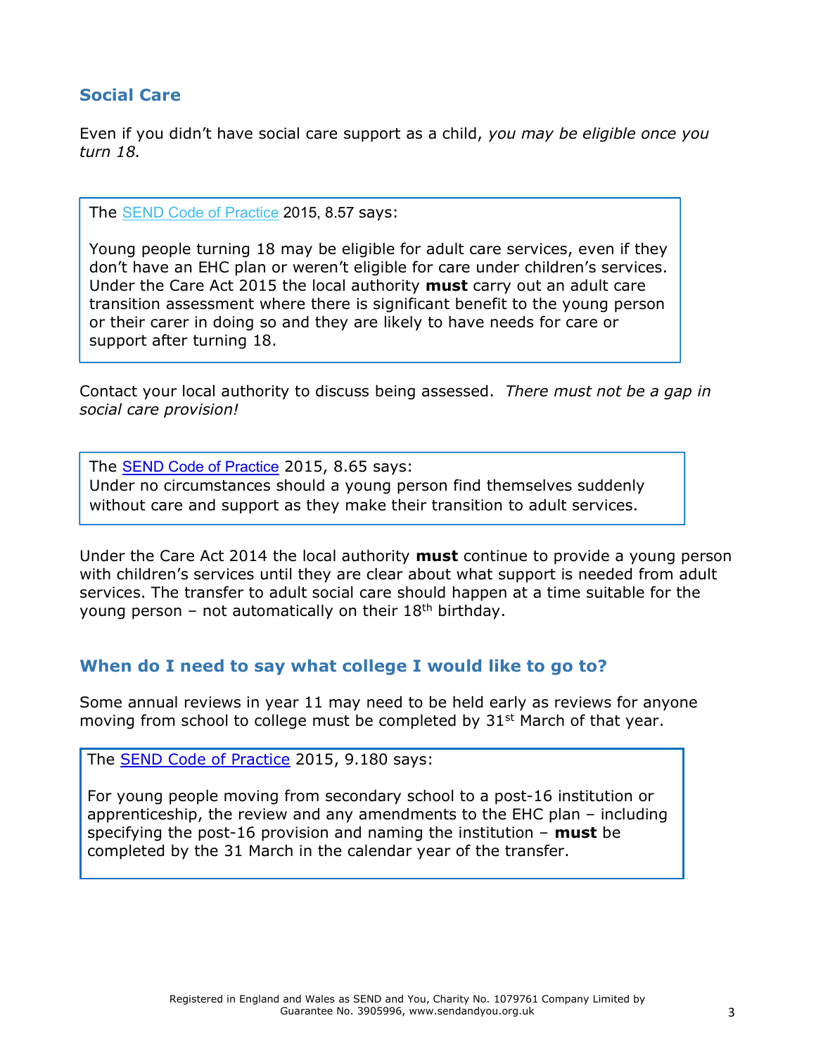## Social Care

Even if you didn't have social care support as a child, *you may be eligible once you turn 18.*

> The SEND Code of Practice 2015, 8.57 says:
>
> Young people turning 18 may be eligible for adult care services, even if they don't have an EHC plan or weren't eligible for care under children's services. Under the Care Act 2015 the local authority **must** carry out an adult care transition assessment where there is significant benefit to the young person or their carer in doing so and they are likely to have needs for care or support after turning 18.

Contact your local authority to discuss being assessed. *There must not be a gap in social care provision!*

> The SEND Code of Practice 2015, 8.65 says:
> Under no circumstances should a young person find themselves suddenly without care and support as they make their transition to adult services.

Under the Care Act 2014 the local authority **must** continue to provide a young person with children's services until they are clear about what support is needed from adult services. The transfer to adult social care should happen at a time suitable for the young person – not automatically on their 18th birthday.

## When do I need to say what college I would like to go to?

Some annual reviews in year 11 may need to be held early as reviews for anyone moving from school to college must be completed by 31st March of that year.

> The SEND Code of Practice 2015, 9.180 says:
>
> For young people moving from secondary school to a post-16 institution or apprenticeship, the review and any amendments to the EHC plan – including specifying the post-16 provision and naming the institution – **must** be completed by the 31 March in the calendar year of the transfer.

Registered in England and Wales as SEND and You, Charity No. 1079761 Company Limited by Guarantee No. 3905996, www.sendandyou.org.uk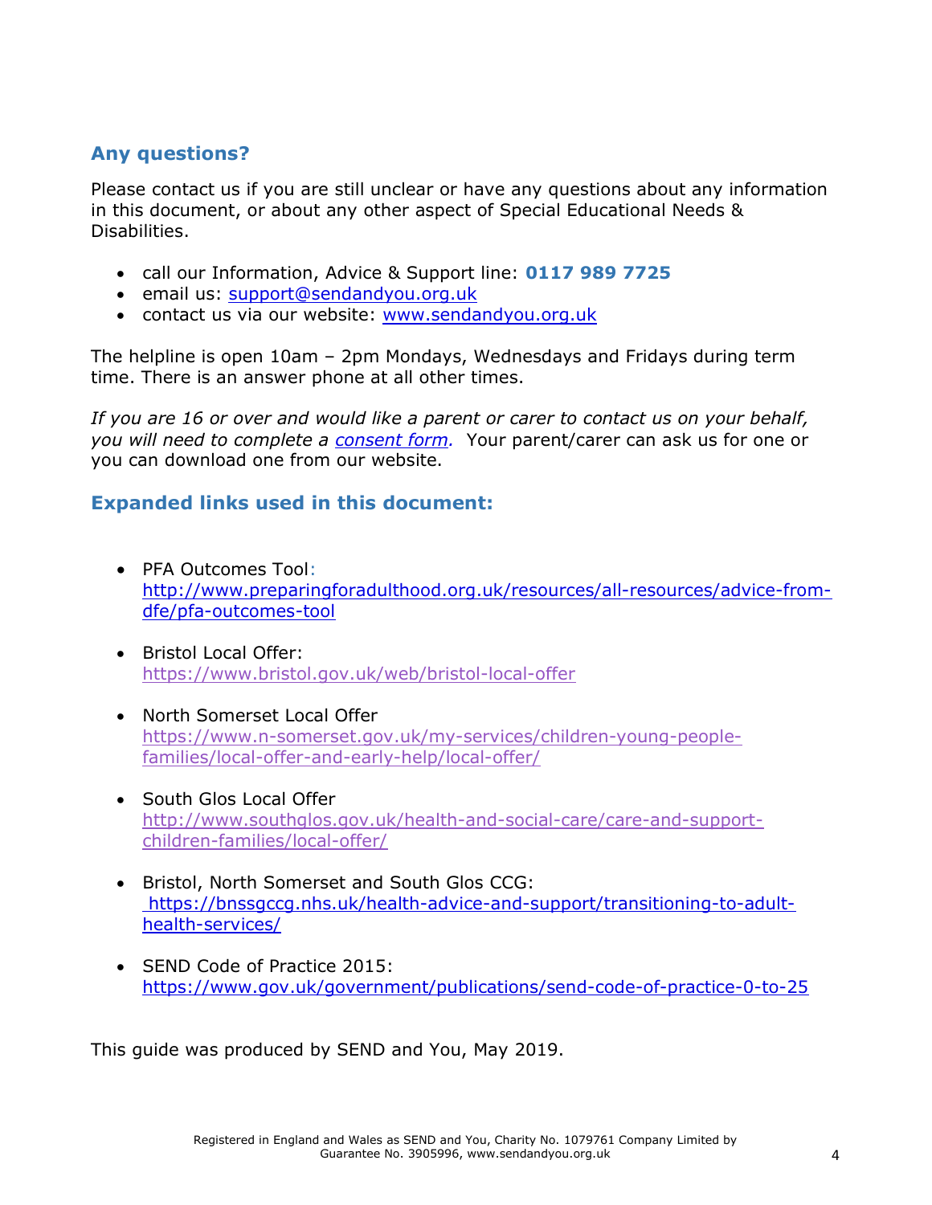## Any questions?

Please contact us if you are still unclear or have any questions about any information in this document, or about any other aspect of Special Educational Needs & Disabilities.

- call our Information, Advice & Support line: **0117 989 7725**
- email us: support@sendandyou.org.uk
- contact us via our website: www.sendandyou.org.uk

The helpline is open 10am – 2pm Mondays, Wednesdays and Fridays during term time. There is an answer phone at all other times.

*If you are 16 or over and would like a parent or carer to contact us on your behalf, you will need to complete a consent form.* Your parent/carer can ask us for one or you can download one from our website.

## Expanded links used in this document:

- PFA Outcomes Tool: http://www.preparingforadulthood.org.uk/resources/all-resources/advice-from-dfe/pfa-outcomes-tool
- Bristol Local Offer: https://www.bristol.gov.uk/web/bristol-local-offer
- North Somerset Local Offer https://www.n-somerset.gov.uk/my-services/children-young-people-families/local-offer-and-early-help/local-offer/
- South Glos Local Offer http://www.southglos.gov.uk/health-and-social-care/care-and-support-children-families/local-offer/
- Bristol, North Somerset and South Glos CCG: https://bnssgccg.nhs.uk/health-advice-and-support/transitioning-to-adult-health-services/
- SEND Code of Practice 2015: https://www.gov.uk/government/publications/send-code-of-practice-0-to-25

This guide was produced by SEND and You, May 2019.

Registered in England and Wales as SEND and You, Charity No. 1079761 Company Limited by Guarantee No. 3905996, www.sendandyou.org.uk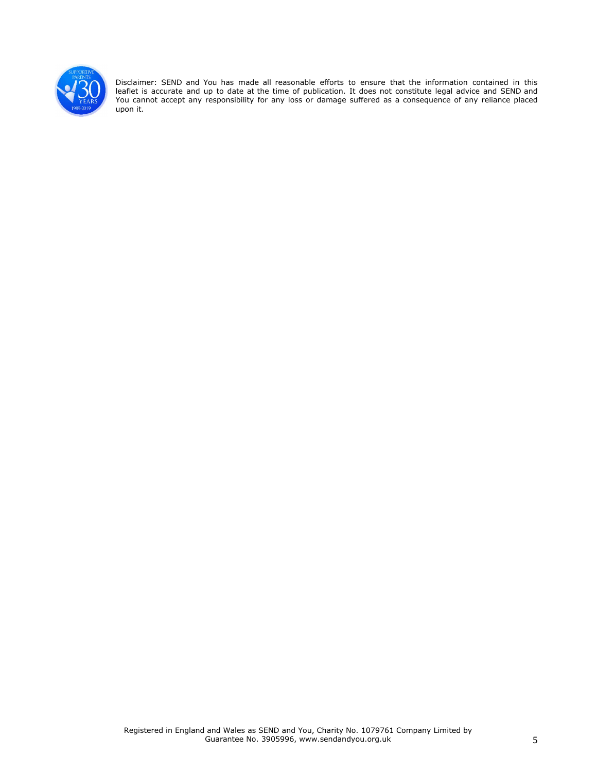Disclaimer: SEND and You has made all reasonable efforts to ensure that the information contained in this leaflet is accurate and up to date at the time of publication. It does not constitute legal advice and SEND and You cannot accept any responsibility for any loss or damage suffered as a consequence of any reliance placed upon it.